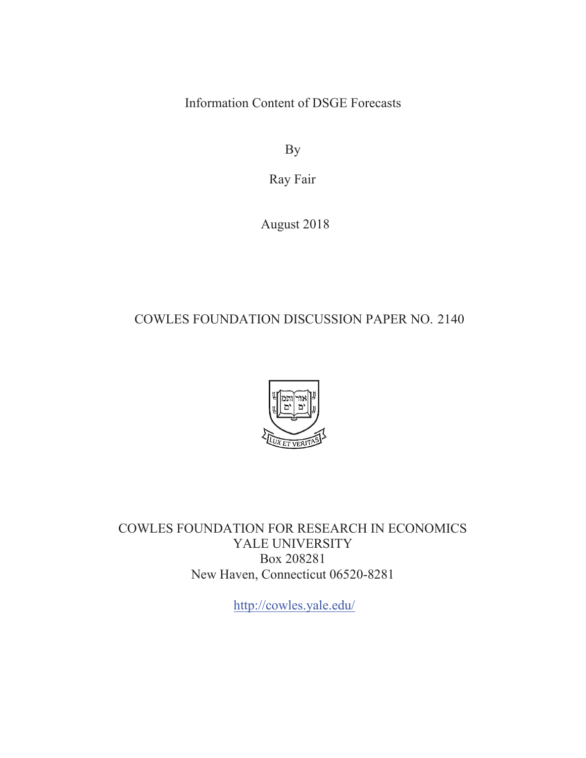# Information Content of DSGE Forecasts

By

Ray Fair

August 2018

COWLES FOUNDATION DISCUSSION PAPER NO. 2140

COWLES FOUNDATION FOR RESEARCH IN ECONOMICS
YALE UNIVERSITY
Box 208281
New Haven, Connecticut 06520-8281

http://cowles.yale.edu/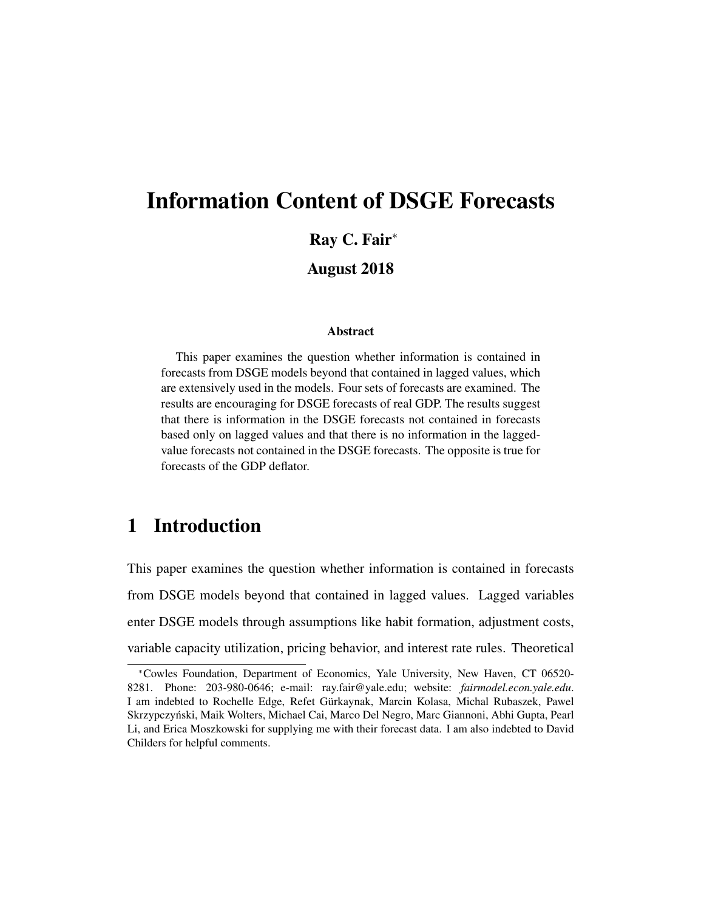# Information Content of DSGE Forecasts

**Ray C. Fair***

**August 2018**

**Abstract**

This paper examines the question whether information is contained in forecasts from DSGE models beyond that contained in lagged values, which are extensively used in the models. Four sets of forecasts are examined. The results are encouraging for DSGE forecasts of real GDP. The results suggest that there is information in the DSGE forecasts not contained in forecasts based only on lagged values and that there is no information in the lagged-value forecasts not contained in the DSGE forecasts. The opposite is true for forecasts of the GDP deflator.

## 1 Introduction

This paper examines the question whether information is contained in forecasts from DSGE models beyond that contained in lagged values. Lagged variables enter DSGE models through assumptions like habit formation, adjustment costs, variable capacity utilization, pricing behavior, and interest rate rules. Theoretical

*Cowles Foundation, Department of Economics, Yale University, New Haven, CT 06520-8281. Phone: 203-980-0646; e-mail: ray.fair@yale.edu; website: *fairmodel.econ.yale.edu*. I am indebted to Rochelle Edge, Refet Gürkaynak, Marcin Kolasa, Michal Rubaszek, Pawel Skrzypczyński, Maik Wolters, Michael Cai, Marco Del Negro, Marc Giannoni, Abhi Gupta, Pearl Li, and Erica Moszkowski for supplying me with their forecast data. I am also indebted to David Childers for helpful comments.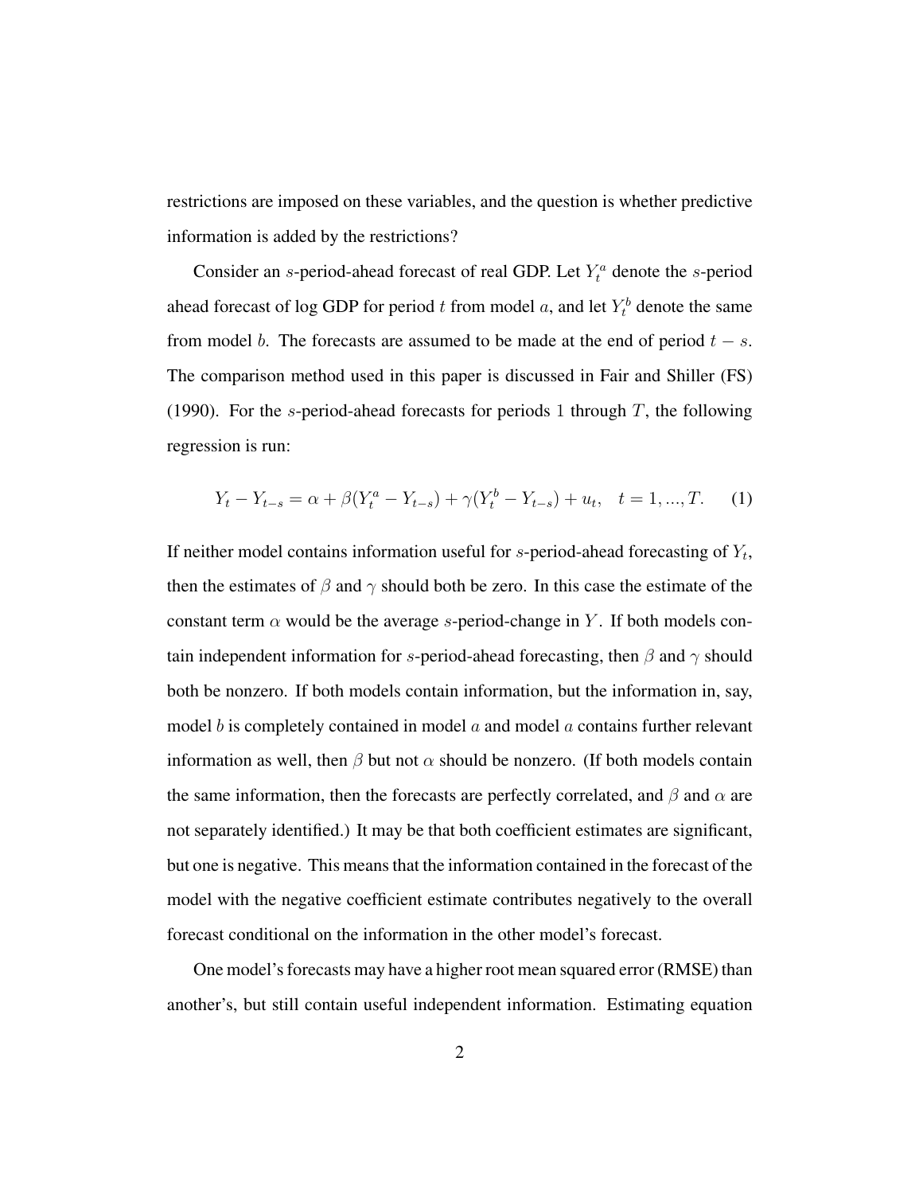restrictions are imposed on these variables, and the question is whether predictive information is added by the restrictions?

Consider an $s$-period-ahead forecast of real GDP. Let $Y_t^a$ denote the $s$-period ahead forecast of log GDP for period $t$ from model $a$, and let $Y_t^b$ denote the same from model $b$. The forecasts are assumed to be made at the end of period $t - s$. The comparison method used in this paper is discussed in Fair and Shiller (FS) (1990). For the $s$-period-ahead forecasts for periods 1 through $T$, the following regression is run:

$$Y_t - Y_{t-s} = \alpha + \beta(Y_t^a - Y_{t-s}) + \gamma(Y_t^b - Y_{t-s}) + u_t, \quad t = 1, ..., T. \tag{1}$$

If neither model contains information useful for $s$-period-ahead forecasting of $Y_t$, then the estimates of $\beta$ and $\gamma$ should both be zero. In this case the estimate of the constant term $\alpha$ would be the average $s$-period-change in $Y$. If both models contain independent information for $s$-period-ahead forecasting, then $\beta$ and $\gamma$ should both be nonzero. If both models contain information, but the information in, say, model $b$ is completely contained in model $a$ and model $a$ contains further relevant information as well, then $\beta$ but not $\alpha$ should be nonzero. (If both models contain the same information, then the forecasts are perfectly correlated, and $\beta$ and $\alpha$ are not separately identified.) It may be that both coefficient estimates are significant, but one is negative. This means that the information contained in the forecast of the model with the negative coefficient estimate contributes negatively to the overall forecast conditional on the information in the other model's forecast.

One model's forecasts may have a higher root mean squared error (RMSE) than another's, but still contain useful independent information. Estimating equation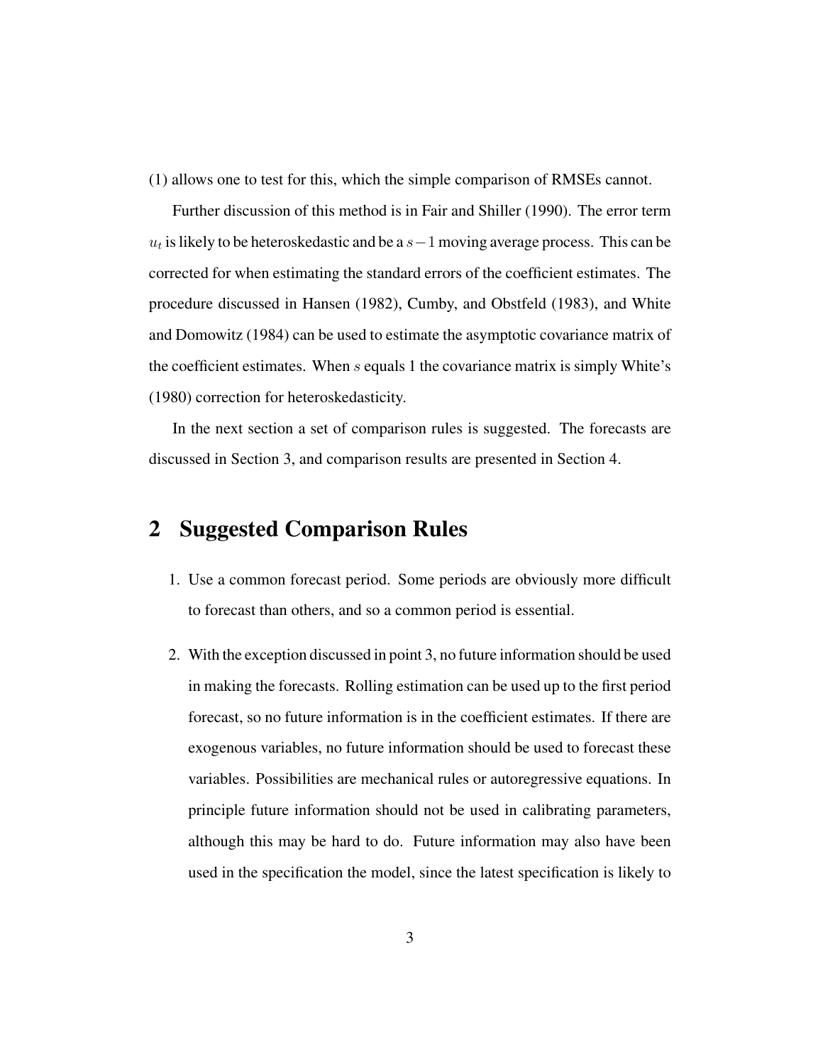(1) allows one to test for this, which the simple comparison of RMSEs cannot.

Further discussion of this method is in Fair and Shiller (1990). The error term $u_t$ is likely to be heteroskedastic and be a $s-1$ moving average process. This can be corrected for when estimating the standard errors of the coefficient estimates. The procedure discussed in Hansen (1982), Cumby, and Obstfeld (1983), and White and Domowitz (1984) can be used to estimate the asymptotic covariance matrix of the coefficient estimates. When $s$ equals 1 the covariance matrix is simply White's (1980) correction for heteroskedasticity.

In the next section a set of comparison rules is suggested. The forecasts are discussed in Section 3, and comparison results are presented in Section 4.

## 2 Suggested Comparison Rules

1. Use a common forecast period. Some periods are obviously more difficult to forecast than others, and so a common period is essential.

2. With the exception discussed in point 3, no future information should be used in making the forecasts. Rolling estimation can be used up to the first period forecast, so no future information is in the coefficient estimates. If there are exogenous variables, no future information should be used to forecast these variables. Possibilities are mechanical rules or autoregressive equations. In principle future information should not be used in calibrating parameters, although this may be hard to do. Future information may also have been used in the specification the model, since the latest specification is likely to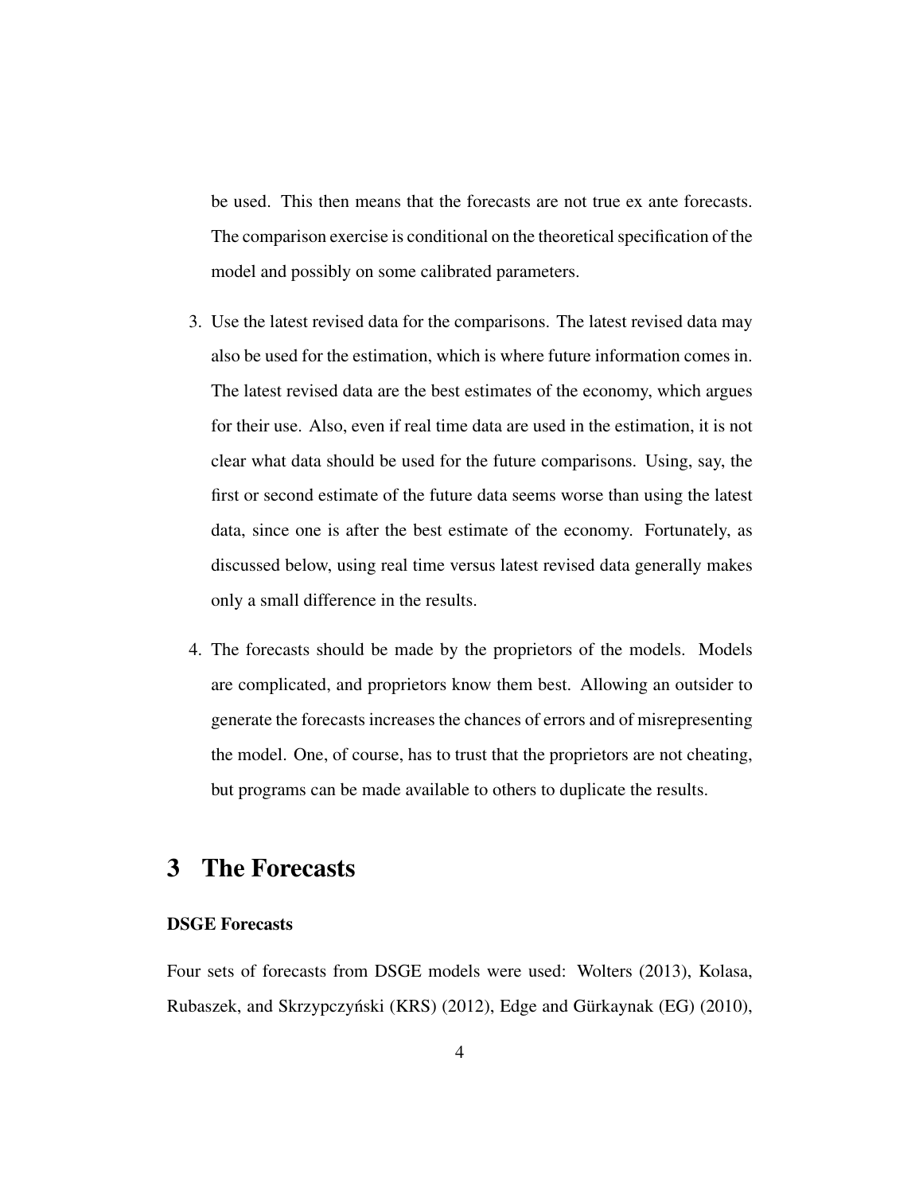be used. This then means that the forecasts are not true ex ante forecasts. The comparison exercise is conditional on the theoretical specification of the model and possibly on some calibrated parameters.

3. Use the latest revised data for the comparisons. The latest revised data may also be used for the estimation, which is where future information comes in. The latest revised data are the best estimates of the economy, which argues for their use. Also, even if real time data are used in the estimation, it is not clear what data should be used for the future comparisons. Using, say, the first or second estimate of the future data seems worse than using the latest data, since one is after the best estimate of the economy. Fortunately, as discussed below, using real time versus latest revised data generally makes only a small difference in the results.

4. The forecasts should be made by the proprietors of the models. Models are complicated, and proprietors know them best. Allowing an outsider to generate the forecasts increases the chances of errors and of misrepresenting the model. One, of course, has to trust that the proprietors are not cheating, but programs can be made available to others to duplicate the results.

# 3 The Forecasts

### DSGE Forecasts

Four sets of forecasts from DSGE models were used: Wolters (2013), Kolasa, Rubaszek, and Skrzypczyński (KRS) (2012), Edge and Gürkaynak (EG) (2010),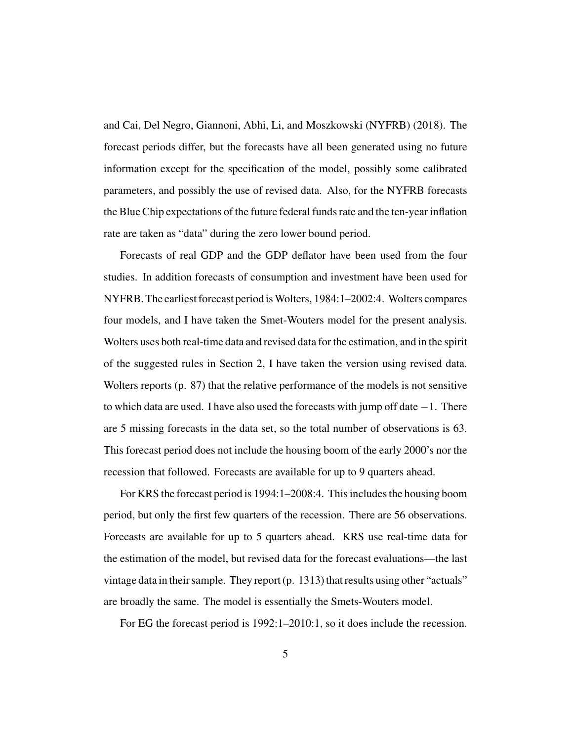and Cai, Del Negro, Giannoni, Abhi, Li, and Moszkowski (NYFRB) (2018). The forecast periods differ, but the forecasts have all been generated using no future information except for the specification of the model, possibly some calibrated parameters, and possibly the use of revised data. Also, for the NYFRB forecasts the Blue Chip expectations of the future federal funds rate and the ten-year inflation rate are taken as "data" during the zero lower bound period.

Forecasts of real GDP and the GDP deflator have been used from the four studies. In addition forecasts of consumption and investment have been used for NYFRB. The earliest forecast period is Wolters, 1984:1–2002:4. Wolters compares four models, and I have taken the Smet-Wouters model for the present analysis. Wolters uses both real-time data and revised data for the estimation, and in the spirit of the suggested rules in Section 2, I have taken the version using revised data. Wolters reports (p. 87) that the relative performance of the models is not sensitive to which data are used. I have also used the forecasts with jump off date $-1$. There are 5 missing forecasts in the data set, so the total number of observations is 63. This forecast period does not include the housing boom of the early 2000's nor the recession that followed. Forecasts are available for up to 9 quarters ahead.

For KRS the forecast period is 1994:1–2008:4. This includes the housing boom period, but only the first few quarters of the recession. There are 56 observations. Forecasts are available for up to 5 quarters ahead. KRS use real-time data for the estimation of the model, but revised data for the forecast evaluations—the last vintage data in their sample. They report (p. 1313) that results using other "actuals" are broadly the same. The model is essentially the Smets-Wouters model.

For EG the forecast period is 1992:1–2010:1, so it does include the recession.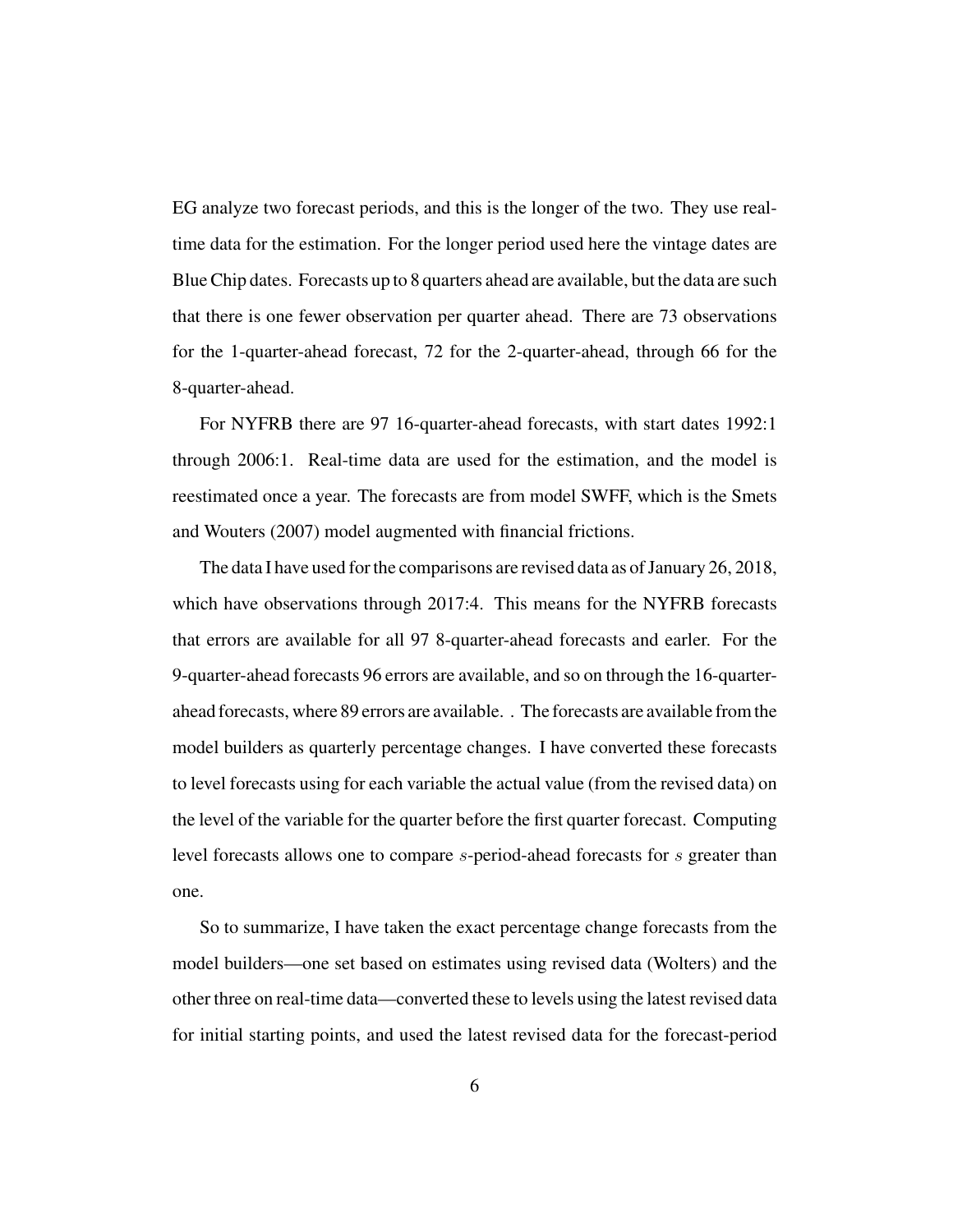EG analyze two forecast periods, and this is the longer of the two. They use real-time data for the estimation. For the longer period used here the vintage dates are Blue Chip dates. Forecasts up to 8 quarters ahead are available, but the data are such that there is one fewer observation per quarter ahead. There are 73 observations for the 1-quarter-ahead forecast, 72 for the 2-quarter-ahead, through 66 for the 8-quarter-ahead.

For NYFRB there are 97 16-quarter-ahead forecasts, with start dates 1992:1 through 2006:1. Real-time data are used for the estimation, and the model is reestimated once a year. The forecasts are from model SWFF, which is the Smets and Wouters (2007) model augmented with financial frictions.

The data I have used for the comparisons are revised data as of January 26, 2018, which have observations through 2017:4. This means for the NYFRB forecasts that errors are available for all 97 8-quarter-ahead forecasts and earler. For the 9-quarter-ahead forecasts 96 errors are available, and so on through the 16-quarter-ahead forecasts, where 89 errors are available. . The forecasts are available from the model builders as quarterly percentage changes. I have converted these forecasts to level forecasts using for each variable the actual value (from the revised data) on the level of the variable for the quarter before the first quarter forecast. Computing level forecasts allows one to compare $s$-period-ahead forecasts for $s$ greater than one.

So to summarize, I have taken the exact percentage change forecasts from the model builders—one set based on estimates using revised data (Wolters) and the other three on real-time data—converted these to levels using the latest revised data for initial starting points, and used the latest revised data for the forecast-period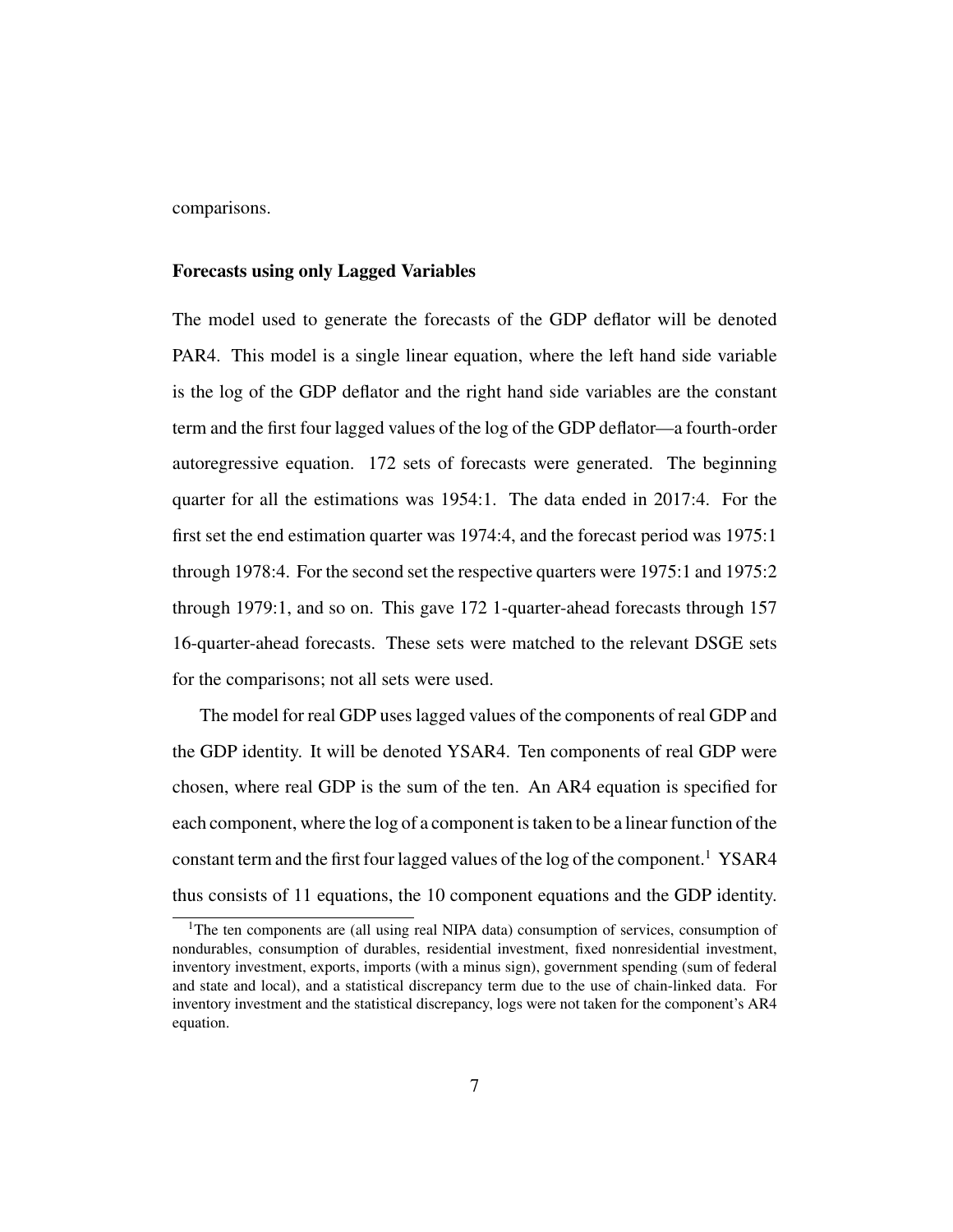comparisons.

### Forecasts using only Lagged Variables

The model used to generate the forecasts of the GDP deflator will be denoted PAR4. This model is a single linear equation, where the left hand side variable is the log of the GDP deflator and the right hand side variables are the constant term and the first four lagged values of the log of the GDP deflator—a fourth-order autoregressive equation. 172 sets of forecasts were generated. The beginning quarter for all the estimations was 1954:1. The data ended in 2017:4. For the first set the end estimation quarter was 1974:4, and the forecast period was 1975:1 through 1978:4. For the second set the respective quarters were 1975:1 and 1975:2 through 1979:1, and so on. This gave 172 1-quarter-ahead forecasts through 157 16-quarter-ahead forecasts. These sets were matched to the relevant DSGE sets for the comparisons; not all sets were used.

The model for real GDP uses lagged values of the components of real GDP and the GDP identity. It will be denoted YSAR4. Ten components of real GDP were chosen, where real GDP is the sum of the ten. An AR4 equation is specified for each component, where the log of a component is taken to be a linear function of the constant term and the first four lagged values of the log of the component.[1] YSAR4 thus consists of 11 equations, the 10 component equations and the GDP identity.

[1]The ten components are (all using real NIPA data) consumption of services, consumption of nondurables, consumption of durables, residential investment, fixed nonresidential investment, inventory investment, exports, imports (with a minus sign), government spending (sum of federal and state and local), and a statistical discrepancy term due to the use of chain-linked data. For inventory investment and the statistical discrepancy, logs were not taken for the component's AR4 equation.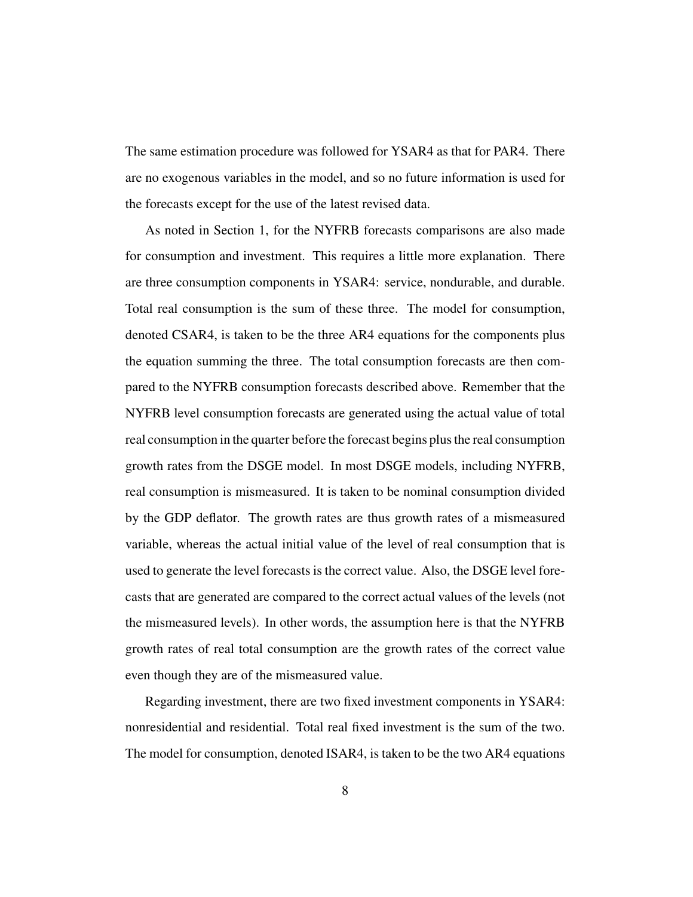The same estimation procedure was followed for YSAR4 as that for PAR4. There are no exogenous variables in the model, and so no future information is used for the forecasts except for the use of the latest revised data.

As noted in Section 1, for the NYFRB forecasts comparisons are also made for consumption and investment. This requires a little more explanation. There are three consumption components in YSAR4: service, nondurable, and durable. Total real consumption is the sum of these three. The model for consumption, denoted CSAR4, is taken to be the three AR4 equations for the components plus the equation summing the three. The total consumption forecasts are then compared to the NYFRB consumption forecasts described above. Remember that the NYFRB level consumption forecasts are generated using the actual value of total real consumption in the quarter before the forecast begins plus the real consumption growth rates from the DSGE model. In most DSGE models, including NYFRB, real consumption is mismeasured. It is taken to be nominal consumption divided by the GDP deflator. The growth rates are thus growth rates of a mismeasured variable, whereas the actual initial value of the level of real consumption that is used to generate the level forecasts is the correct value. Also, the DSGE level forecasts that are generated are compared to the correct actual values of the levels (not the mismeasured levels). In other words, the assumption here is that the NYFRB growth rates of real total consumption are the growth rates of the correct value even though they are of the mismeasured value.

Regarding investment, there are two fixed investment components in YSAR4: nonresidential and residential. Total real fixed investment is the sum of the two. The model for consumption, denoted ISAR4, is taken to be the two AR4 equations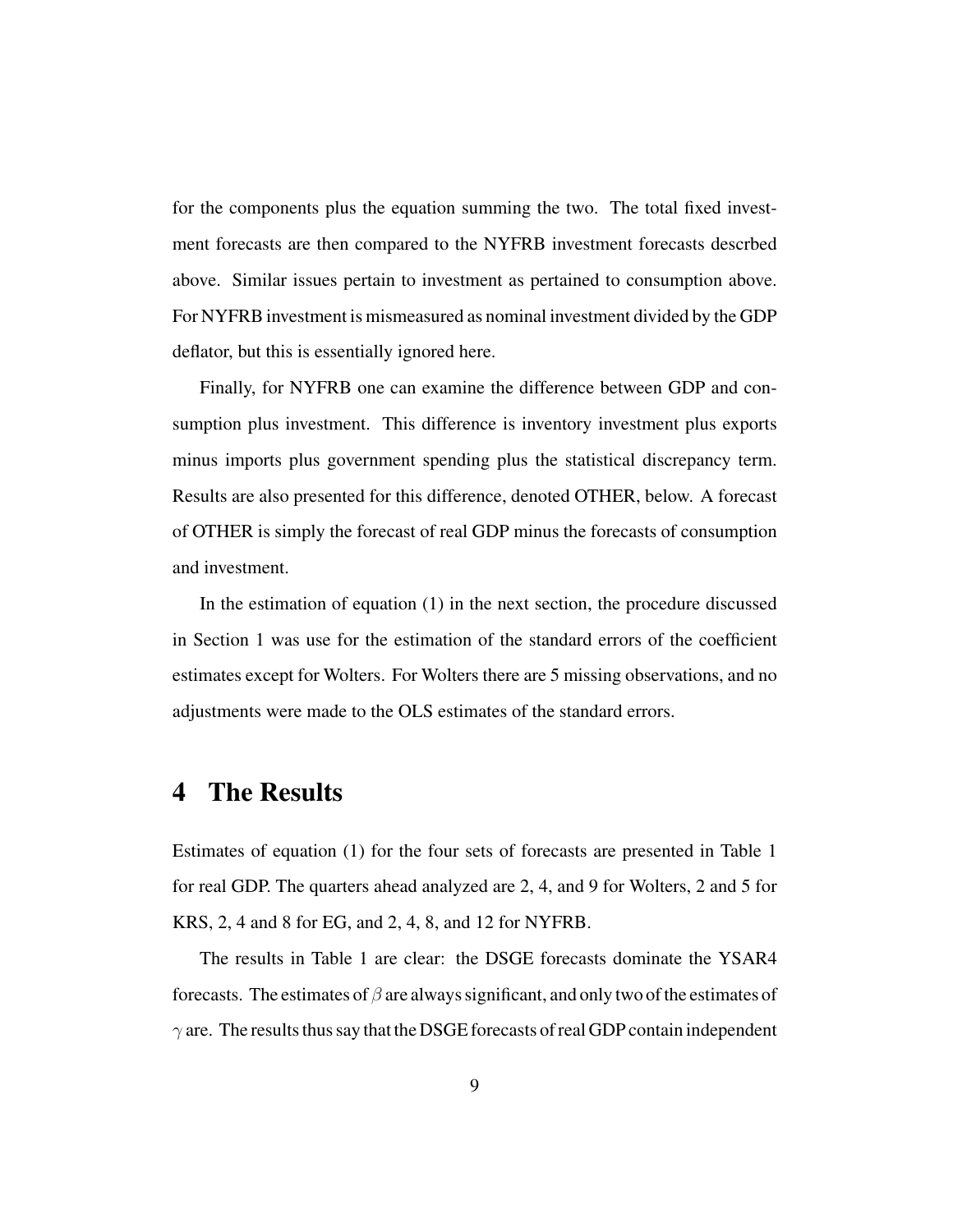for the components plus the equation summing the two. The total fixed investment forecasts are then compared to the NYFRB investment forecasts descrbed above. Similar issues pertain to investment as pertained to consumption above. For NYFRB investment is mismeasured as nominal investment divided by the GDP deflator, but this is essentially ignored here.

Finally, for NYFRB one can examine the difference between GDP and consumption plus investment. This difference is inventory investment plus exports minus imports plus government spending plus the statistical discrepancy term. Results are also presented for this difference, denoted OTHER, below. A forecast of OTHER is simply the forecast of real GDP minus the forecasts of consumption and investment.

In the estimation of equation (1) in the next section, the procedure discussed in Section 1 was use for the estimation of the standard errors of the coefficient estimates except for Wolters. For Wolters there are 5 missing observations, and no adjustments were made to the OLS estimates of the standard errors.

# 4 The Results

Estimates of equation (1) for the four sets of forecasts are presented in Table 1 for real GDP. The quarters ahead analyzed are 2, 4, and 9 for Wolters, 2 and 5 for KRS, 2, 4 and 8 for EG, and 2, 4, 8, and 12 for NYFRB.

The results in Table 1 are clear: the DSGE forecasts dominate the YSAR4 forecasts. The estimates of $\beta$ are always significant, and only two of the estimates of $\gamma$ are. The results thus say that the DSGE forecasts of real GDP contain independent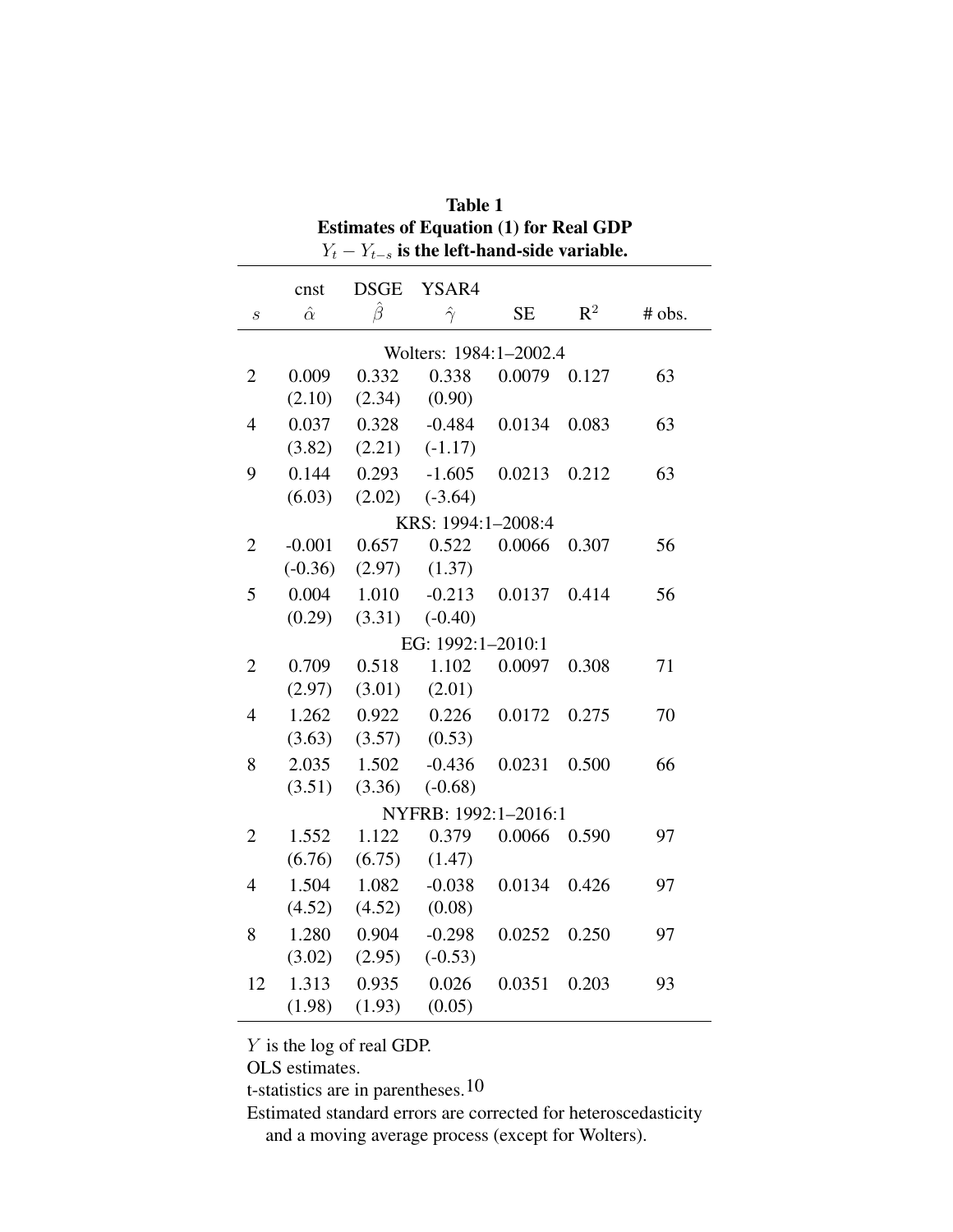**Table 1**
**Estimates of Equation (1) for Real GDP**
**$Y_t - Y_{t-s}$ is the left-hand-side variable.**

| $s$ | cnst $\hat{\alpha}$ | DSGE $\hat{\beta}$ | YSAR4 $\hat{\gamma}$ | SE | $R^2$ | # obs. |
|---|---|---|---|---|---|---|
| | | | Wolters: 1984:1–2002.4 | | | |
| 2 | 0.009 | 0.332 | 0.338 | 0.0079 | 0.127 | 63 |
| | (2.10) | (2.34) | (0.90) | | | |
| 4 | 0.037 | 0.328 | -0.484 | 0.0134 | 0.083 | 63 |
| | (3.82) | (2.21) | (-1.17) | | | |
| 9 | 0.144 | 0.293 | -1.605 | 0.0213 | 0.212 | 63 |
| | (6.03) | (2.02) | (-3.64) | | | |
| | | | KRS: 1994:1–2008:4 | | | |
| 2 | -0.001 | 0.657 | 0.522 | 0.0066 | 0.307 | 56 |
| | (-0.36) | (2.97) | (1.37) | | | |
| 5 | 0.004 | 1.010 | -0.213 | 0.0137 | 0.414 | 56 |
| | (0.29) | (3.31) | (-0.40) | | | |
| | | | EG: 1992:1–2010:1 | | | |
| 2 | 0.709 | 0.518 | 1.102 | 0.0097 | 0.308 | 71 |
| | (2.97) | (3.01) | (2.01) | | | |
| 4 | 1.262 | 0.922 | 0.226 | 0.0172 | 0.275 | 70 |
| | (3.63) | (3.57) | (0.53) | | | |
| 8 | 2.035 | 1.502 | -0.436 | 0.0231 | 0.500 | 66 |
| | (3.51) | (3.36) | (-0.68) | | | |
| | | | NYFRB: 1992:1–2016:1 | | | |
| 2 | 1.552 | 1.122 | 0.379 | 0.0066 | 0.590 | 97 |
| | (6.76) | (6.75) | (1.47) | | | |
| 4 | 1.504 | 1.082 | -0.038 | 0.0134 | 0.426 | 97 |
| | (4.52) | (4.52) | (0.08) | | | |
| 8 | 1.280 | 0.904 | -0.298 | 0.0252 | 0.250 | 97 |
| | (3.02) | (2.95) | (-0.53) | | | |
| 12 | 1.313 | 0.935 | 0.026 | 0.0351 | 0.203 | 93 |
| | (1.98) | (1.93) | (0.05) | | | |

$Y$ is the log of real GDP.
OLS estimates.
t-statistics are in parentheses.[10]
Estimated standard errors are corrected for heteroscedasticity and a moving average process (except for Wolters).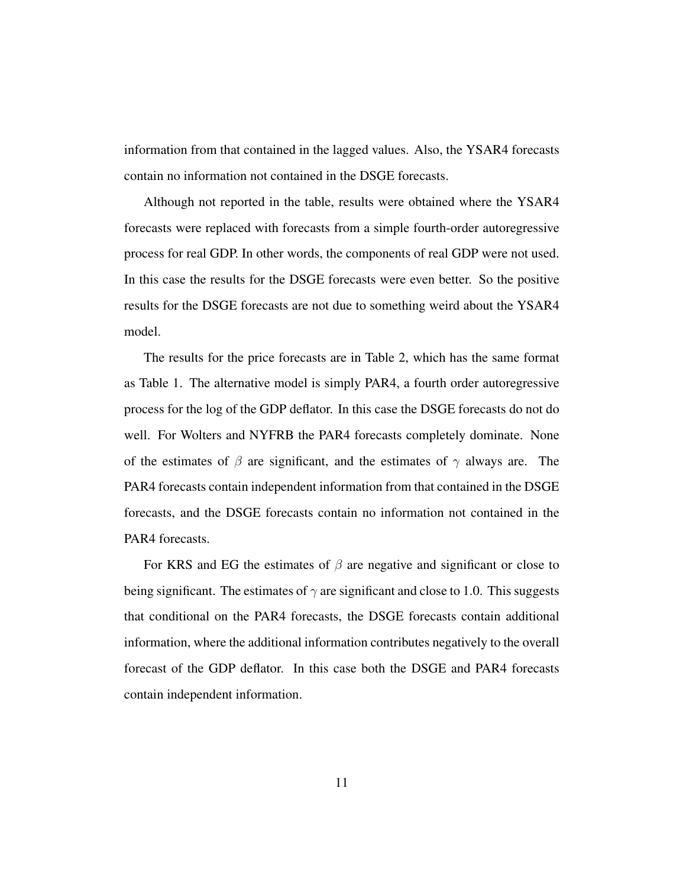information from that contained in the lagged values. Also, the YSAR4 forecasts contain no information not contained in the DSGE forecasts.

Although not reported in the table, results were obtained where the YSAR4 forecasts were replaced with forecasts from a simple fourth-order autoregressive process for real GDP. In other words, the components of real GDP were not used. In this case the results for the DSGE forecasts were even better. So the positive results for the DSGE forecasts are not due to something weird about the YSAR4 model.

The results for the price forecasts are in Table 2, which has the same format as Table 1. The alternative model is simply PAR4, a fourth order autoregressive process for the log of the GDP deflator. In this case the DSGE forecasts do not do well. For Wolters and NYFRB the PAR4 forecasts completely dominate. None of the estimates of $\beta$ are significant, and the estimates of $\gamma$ always are. The PAR4 forecasts contain independent information from that contained in the DSGE forecasts, and the DSGE forecasts contain no information not contained in the PAR4 forecasts.

For KRS and EG the estimates of $\beta$ are negative and significant or close to being significant. The estimates of $\gamma$ are significant and close to 1.0. This suggests that conditional on the PAR4 forecasts, the DSGE forecasts contain additional information, where the additional information contributes negatively to the overall forecast of the GDP deflator. In this case both the DSGE and PAR4 forecasts contain independent information.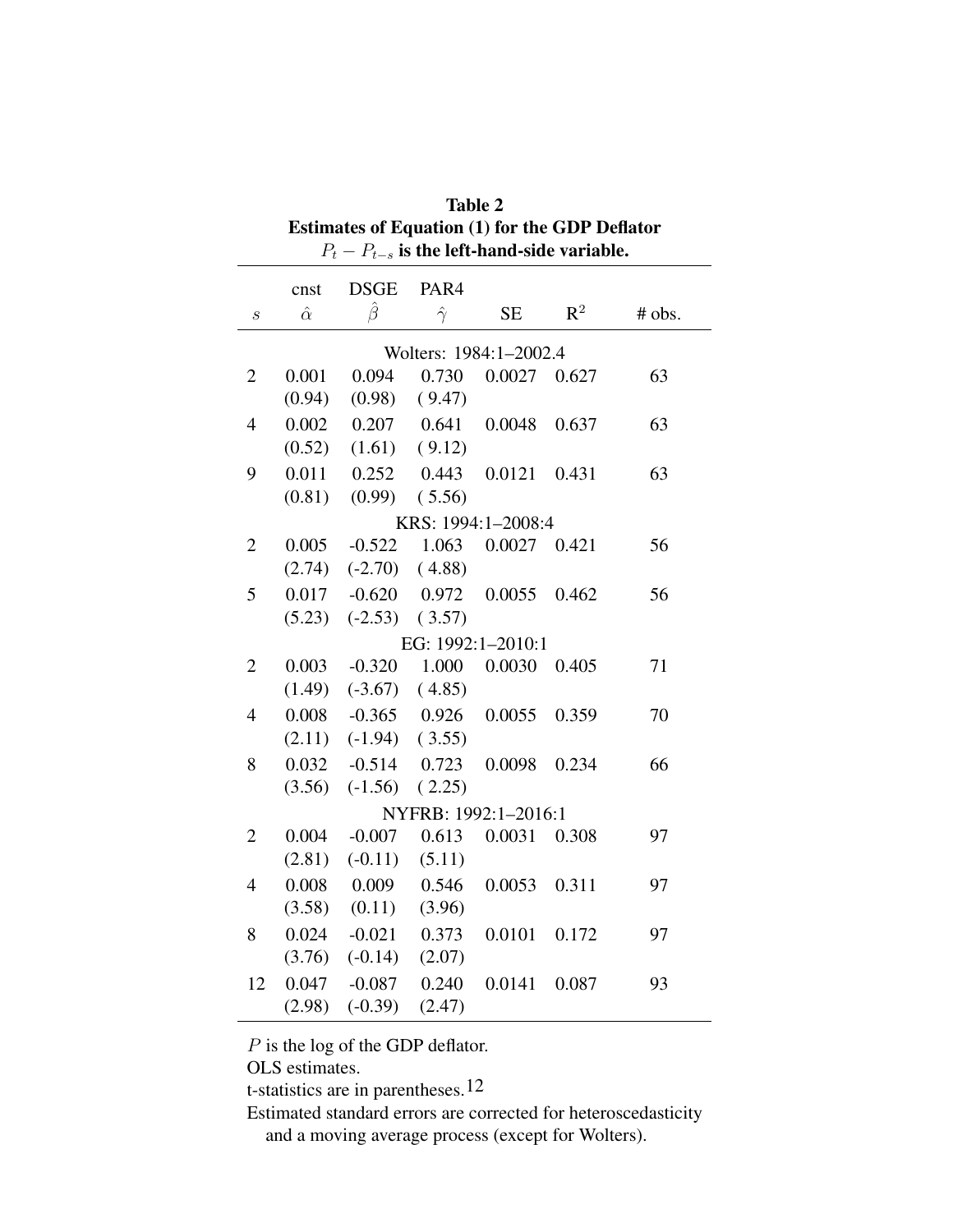**Table 2**
**Estimates of Equation (1) for the GDP Deflator**
**$P_t - P_{t-s}$ is the left-hand-side variable.**

| $s$ | cnst $\hat{\alpha}$ | DSGE $\hat{\beta}$ | PAR4 $\hat{\gamma}$ | SE | $R^2$ | # obs. |
|---|---|---|---|---|---|---|
| | | | Wolters: 1984:1–2002.4 | | | |
| 2 | 0.001 | 0.094 | 0.730 | 0.0027 | 0.627 | 63 |
| | (0.94) | (0.98) | ( 9.47) | | | |
| 4 | 0.002 | 0.207 | 0.641 | 0.0048 | 0.637 | 63 |
| | (0.52) | (1.61) | ( 9.12) | | | |
| 9 | 0.011 | 0.252 | 0.443 | 0.0121 | 0.431 | 63 |
| | (0.81) | (0.99) | ( 5.56) | | | |
| | | | KRS: 1994:1–2008:4 | | | |
| 2 | 0.005 | -0.522 | 1.063 | 0.0027 | 0.421 | 56 |
| | (2.74) | (-2.70) | ( 4.88) | | | |
| 5 | 0.017 | -0.620 | 0.972 | 0.0055 | 0.462 | 56 |
| | (5.23) | (-2.53) | ( 3.57) | | | |
| | | | EG: 1992:1–2010:1 | | | |
| 2 | 0.003 | -0.320 | 1.000 | 0.0030 | 0.405 | 71 |
| | (1.49) | (-3.67) | ( 4.85) | | | |
| 4 | 0.008 | -0.365 | 0.926 | 0.0055 | 0.359 | 70 |
| | (2.11) | (-1.94) | ( 3.55) | | | |
| 8 | 0.032 | -0.514 | 0.723 | 0.0098 | 0.234 | 66 |
| | (3.56) | (-1.56) | ( 2.25) | | | |
| | | | NYFRB: 1992:1–2016:1 | | | |
| 2 | 0.004 | -0.007 | 0.613 | 0.0031 | 0.308 | 97 |
| | (2.81) | (-0.11) | (5.11) | | | |
| 4 | 0.008 | 0.009 | 0.546 | 0.0053 | 0.311 | 97 |
| | (3.58) | (0.11) | (3.96) | | | |
| 8 | 0.024 | -0.021 | 0.373 | 0.0101 | 0.172 | 97 |
| | (3.76) | (-0.14) | (2.07) | | | |
| 12 | 0.047 | -0.087 | 0.240 | 0.0141 | 0.087 | 93 |
| | (2.98) | (-0.39) | (2.47) | | | |

$P$ is the log of the GDP deflator.
OLS estimates.
t-statistics are in parentheses.[12]
Estimated standard errors are corrected for heteroscedasticity and a moving average process (except for Wolters).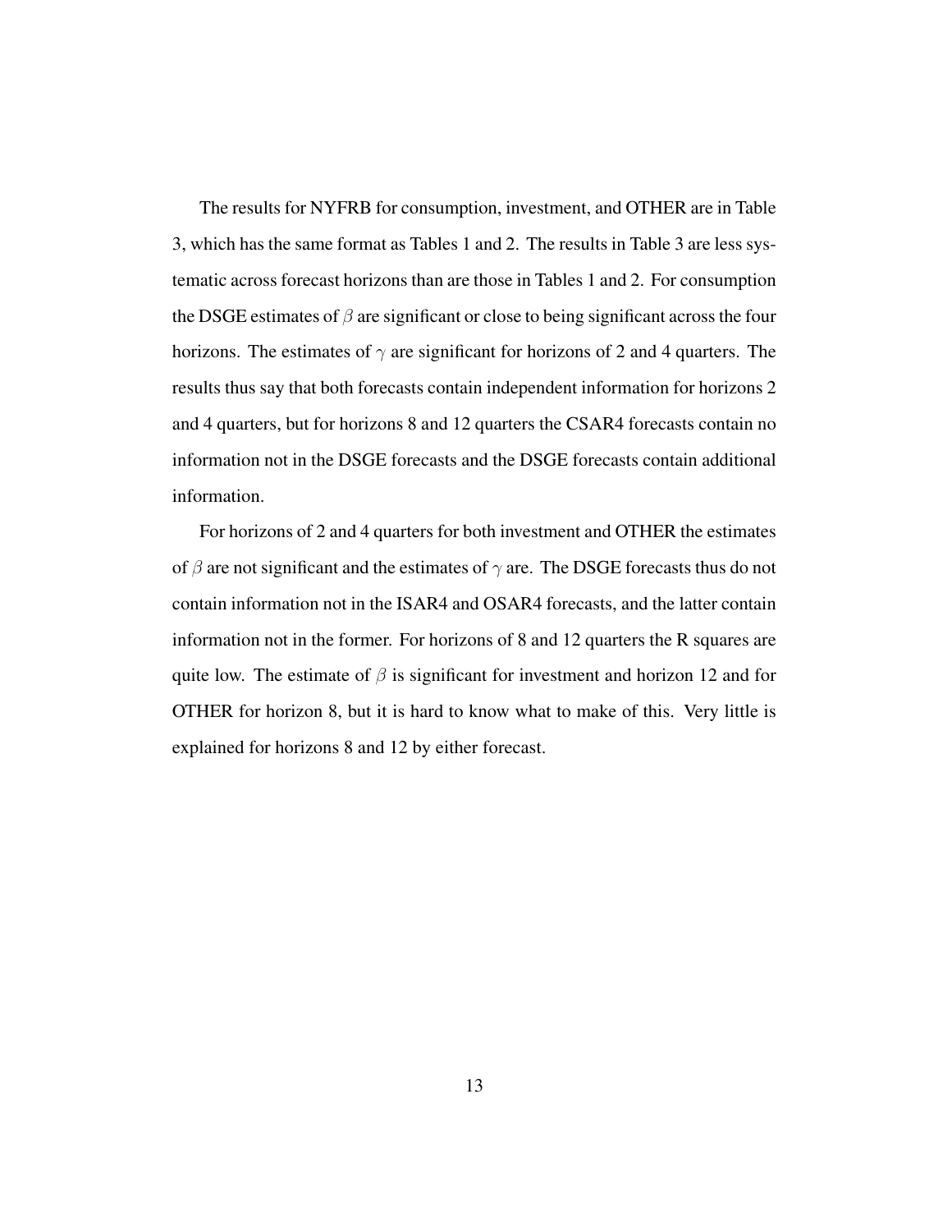The results for NYFRB for consumption, investment, and OTHER are in Table 3, which has the same format as Tables 1 and 2. The results in Table 3 are less systematic across forecast horizons than are those in Tables 1 and 2. For consumption the DSGE estimates of $\beta$ are significant or close to being significant across the four horizons. The estimates of $\gamma$ are significant for horizons of 2 and 4 quarters. The results thus say that both forecasts contain independent information for horizons 2 and 4 quarters, but for horizons 8 and 12 quarters the CSAR4 forecasts contain no information not in the DSGE forecasts and the DSGE forecasts contain additional information.

For horizons of 2 and 4 quarters for both investment and OTHER the estimates of $\beta$ are not significant and the estimates of $\gamma$ are. The DSGE forecasts thus do not contain information not in the ISAR4 and OSAR4 forecasts, and the latter contain information not in the former. For horizons of 8 and 12 quarters the R squares are quite low. The estimate of $\beta$ is significant for investment and horizon 12 and for OTHER for horizon 8, but it is hard to know what to make of this. Very little is explained for horizons 8 and 12 by either forecast.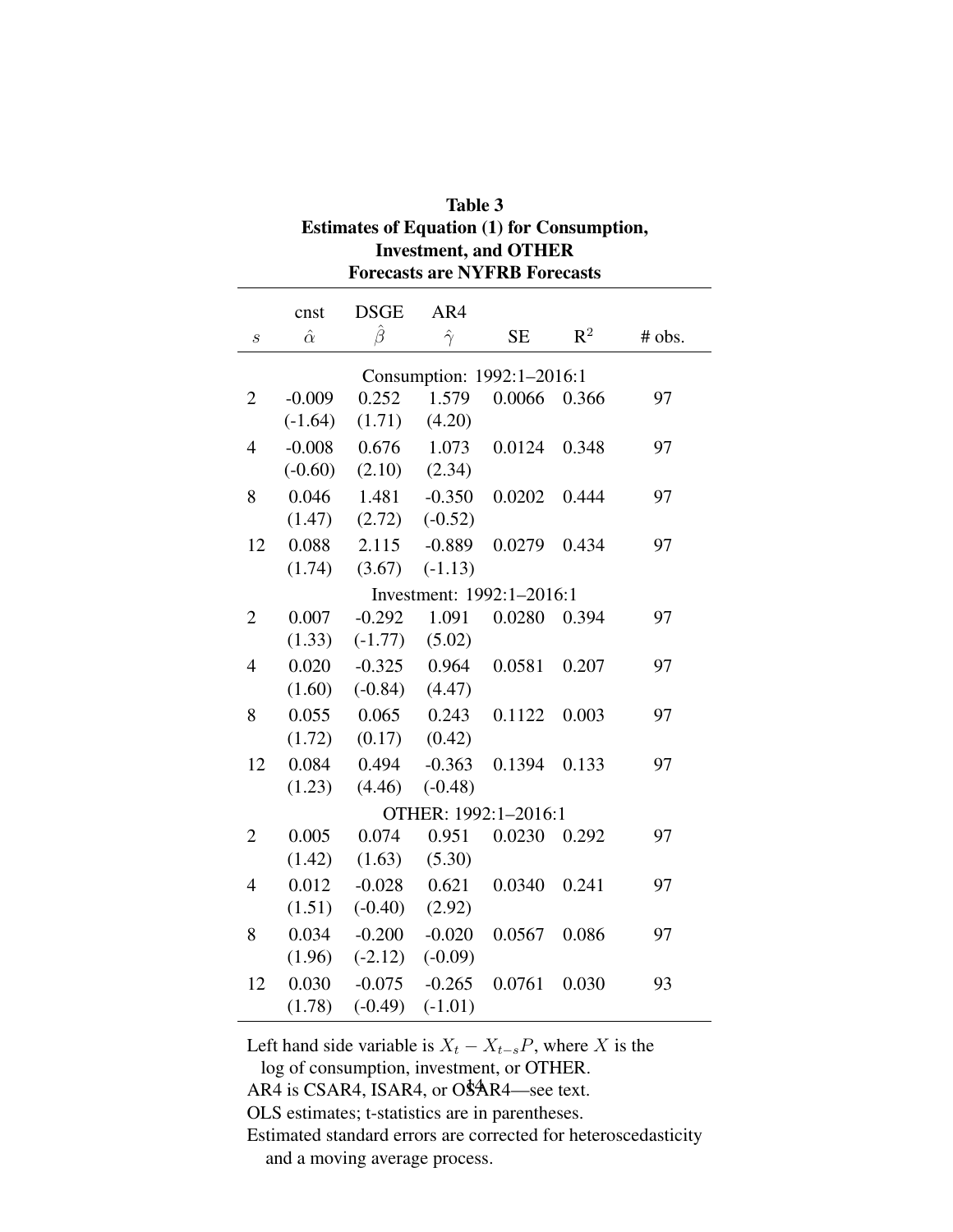**Table 3**
**Estimates of Equation (1) for Consumption, Investment, and OTHER**
**Forecasts are NYFRB Forecasts**

| $s$ | cnst $\hat{\alpha}$ | DSGE $\hat{\beta}$ | AR4 $\hat{\gamma}$ | SE | $R^2$ | # obs. |
|---|---|---|---|---|---|---|
| | | | Consumption: 1992:1–2016:1 | | | |
| 2 | -0.009 | 0.252 | 1.579 | 0.0066 | 0.366 | 97 |
| | (-1.64) | (1.71) | (4.20) | | | |
| 4 | -0.008 | 0.676 | 1.073 | 0.0124 | 0.348 | 97 |
| | (-0.60) | (2.10) | (2.34) | | | |
| 8 | 0.046 | 1.481 | -0.350 | 0.0202 | 0.444 | 97 |
| | (1.47) | (2.72) | (-0.52) | | | |
| 12 | 0.088 | 2.115 | -0.889 | 0.0279 | 0.434 | 97 |
| | (1.74) | (3.67) | (-1.13) | | | |
| | | | Investment: 1992:1–2016:1 | | | |
| 2 | 0.007 | -0.292 | 1.091 | 0.0280 | 0.394 | 97 |
| | (1.33) | (-1.77) | (5.02) | | | |
| 4 | 0.020 | -0.325 | 0.964 | 0.0581 | 0.207 | 97 |
| | (1.60) | (-0.84) | (4.47) | | | |
| 8 | 0.055 | 0.065 | 0.243 | 0.1122 | 0.003 | 97 |
| | (1.72) | (0.17) | (0.42) | | | |
| 12 | 0.084 | 0.494 | -0.363 | 0.1394 | 0.133 | 97 |
| | (1.23) | (4.46) | (-0.48) | | | |
| | | | OTHER: 1992:1–2016:1 | | | |
| 2 | 0.005 | 0.074 | 0.951 | 0.0230 | 0.292 | 97 |
| | (1.42) | (1.63) | (5.30) | | | |
| 4 | 0.012 | -0.028 | 0.621 | 0.0340 | 0.241 | 97 |
| | (1.51) | (-0.40) | (2.92) | | | |
| 8 | 0.034 | -0.200 | -0.020 | 0.0567 | 0.086 | 97 |
| | (1.96) | (-2.12) | (-0.09) | | | |
| 12 | 0.030 | -0.075 | -0.265 | 0.0761 | 0.030 | 93 |
| | (1.78) | (-0.49) | (-1.01) | | | |

Left hand side variable is $X_t - X_{t-s}P$, where $X$ is the log of consumption, investment, or OTHER.
AR4 is CSAR4, ISAR4, or OSAR4—see text.
OLS estimates; t-statistics are in parentheses.
Estimated standard errors are corrected for heteroscedasticity and a moving average process.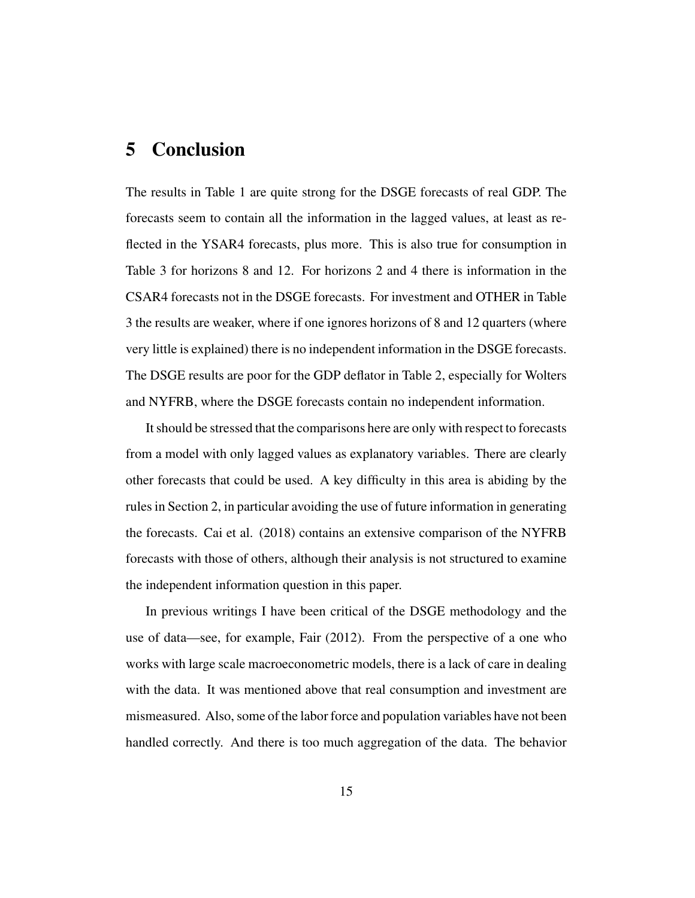# 5 Conclusion

The results in Table 1 are quite strong for the DSGE forecasts of real GDP. The forecasts seem to contain all the information in the lagged values, at least as reflected in the YSAR4 forecasts, plus more. This is also true for consumption in Table 3 for horizons 8 and 12. For horizons 2 and 4 there is information in the CSAR4 forecasts not in the DSGE forecasts. For investment and OTHER in Table 3 the results are weaker, where if one ignores horizons of 8 and 12 quarters (where very little is explained) there is no independent information in the DSGE forecasts. The DSGE results are poor for the GDP deflator in Table 2, especially for Wolters and NYFRB, where the DSGE forecasts contain no independent information.

It should be stressed that the comparisons here are only with respect to forecasts from a model with only lagged values as explanatory variables. There are clearly other forecasts that could be used. A key difficulty in this area is abiding by the rules in Section 2, in particular avoiding the use of future information in generating the forecasts. Cai et al. (2018) contains an extensive comparison of the NYFRB forecasts with those of others, although their analysis is not structured to examine the independent information question in this paper.

In previous writings I have been critical of the DSGE methodology and the use of data—see, for example, Fair (2012). From the perspective of a one who works with large scale macroeconometric models, there is a lack of care in dealing with the data. It was mentioned above that real consumption and investment are mismeasured. Also, some of the labor force and population variables have not been handled correctly. And there is too much aggregation of the data. The behavior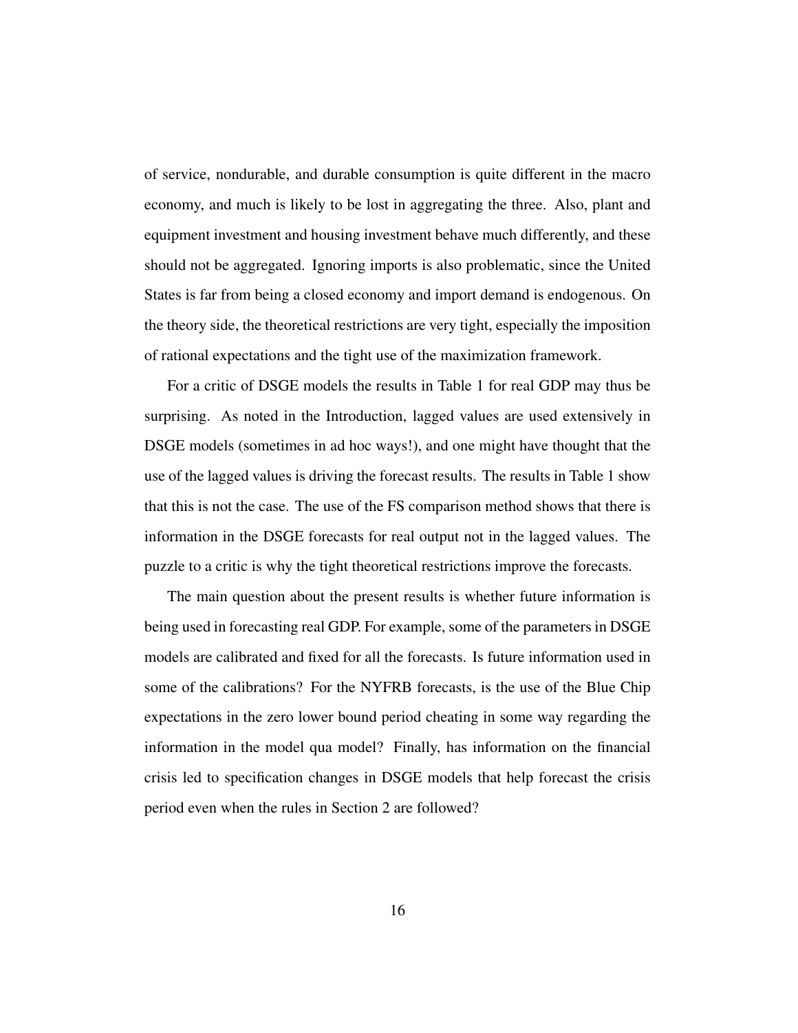of service, nondurable, and durable consumption is quite different in the macro economy, and much is likely to be lost in aggregating the three. Also, plant and equipment investment and housing investment behave much differently, and these should not be aggregated. Ignoring imports is also problematic, since the United States is far from being a closed economy and import demand is endogenous. On the theory side, the theoretical restrictions are very tight, especially the imposition of rational expectations and the tight use of the maximization framework.

For a critic of DSGE models the results in Table 1 for real GDP may thus be surprising. As noted in the Introduction, lagged values are used extensively in DSGE models (sometimes in ad hoc ways!), and one might have thought that the use of the lagged values is driving the forecast results. The results in Table 1 show that this is not the case. The use of the FS comparison method shows that there is information in the DSGE forecasts for real output not in the lagged values. The puzzle to a critic is why the tight theoretical restrictions improve the forecasts.

The main question about the present results is whether future information is being used in forecasting real GDP. For example, some of the parameters in DSGE models are calibrated and fixed for all the forecasts. Is future information used in some of the calibrations? For the NYFRB forecasts, is the use of the Blue Chip expectations in the zero lower bound period cheating in some way regarding the information in the model qua model? Finally, has information on the financial crisis led to specification changes in DSGE models that help forecast the crisis period even when the rules in Section 2 are followed?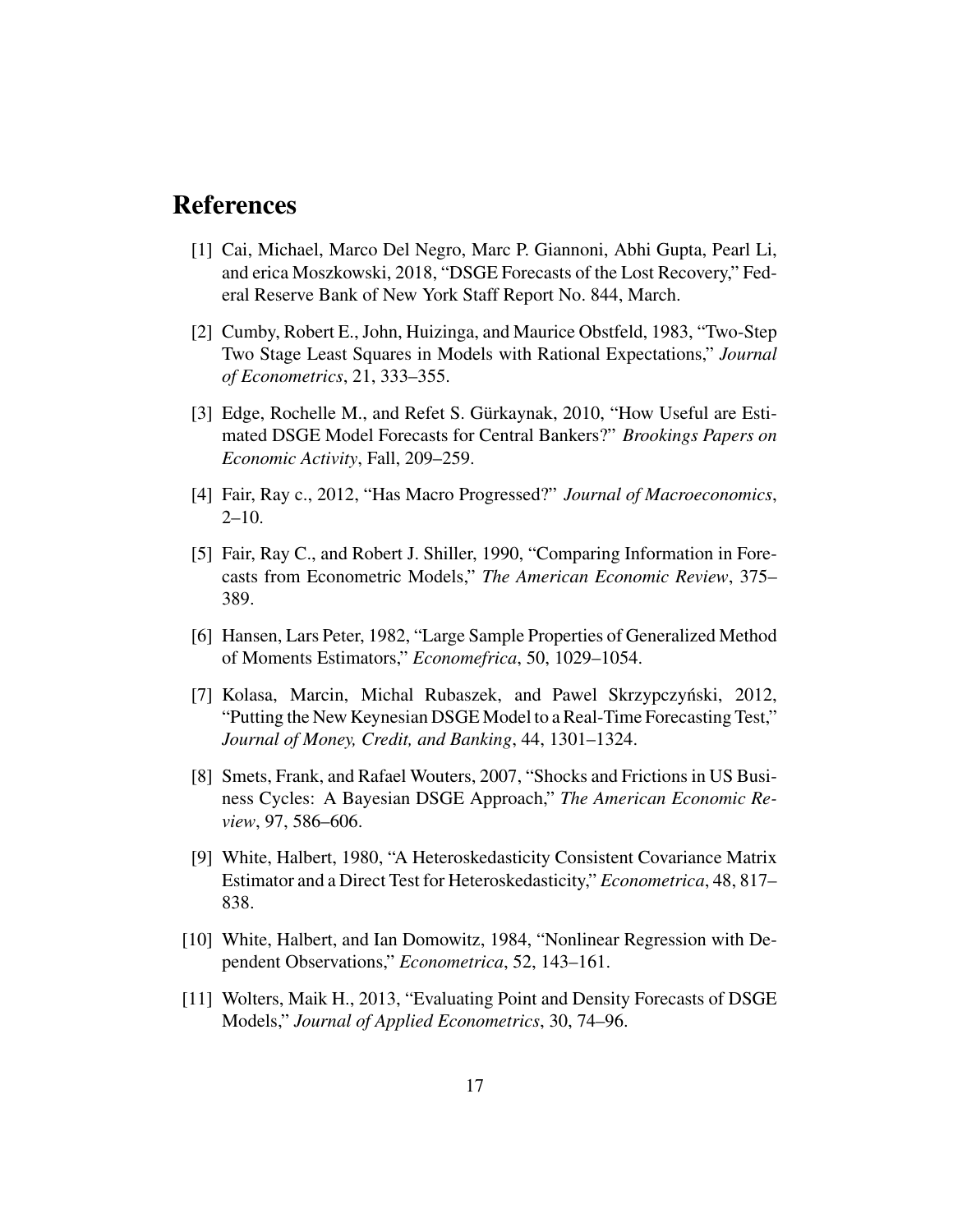# References

[1] Cai, Michael, Marco Del Negro, Marc P. Giannoni, Abhi Gupta, Pearl Li, and erica Moszkowski, 2018, "DSGE Forecasts of the Lost Recovery," Federal Reserve Bank of New York Staff Report No. 844, March.

[2] Cumby, Robert E., John, Huizinga, and Maurice Obstfeld, 1983, "Two-Step Two Stage Least Squares in Models with Rational Expectations," *Journal of Econometrics*, 21, 333–355.

[3] Edge, Rochelle M., and Refet S. Gürkaynak, 2010, "How Useful are Estimated DSGE Model Forecasts for Central Bankers?" *Brookings Papers on Economic Activity*, Fall, 209–259.

[4] Fair, Ray c., 2012, "Has Macro Progressed?" *Journal of Macroeconomics*, 2–10.

[5] Fair, Ray C., and Robert J. Shiller, 1990, "Comparing Information in Forecasts from Econometric Models," *The American Economic Review*, 375–389.

[6] Hansen, Lars Peter, 1982, "Large Sample Properties of Generalized Method of Moments Estimators," *Economefrica*, 50, 1029–1054.

[7] Kolasa, Marcin, Michal Rubaszek, and Pawel Skrzypczyński, 2012, "Putting the New Keynesian DSGE Model to a Real-Time Forecasting Test," *Journal of Money, Credit, and Banking*, 44, 1301–1324.

[8] Smets, Frank, and Rafael Wouters, 2007, "Shocks and Frictions in US Business Cycles: A Bayesian DSGE Approach," *The American Economic Review*, 97, 586–606.

[9] White, Halbert, 1980, "A Heteroskedasticity Consistent Covariance Matrix Estimator and a Direct Test for Heteroskedasticity," *Econometrica*, 48, 817–838.

[10] White, Halbert, and Ian Domowitz, 1984, "Nonlinear Regression with Dependent Observations," *Econometrica*, 52, 143–161.

[11] Wolters, Maik H., 2013, "Evaluating Point and Density Forecasts of DSGE Models," *Journal of Applied Econometrics*, 30, 74–96.